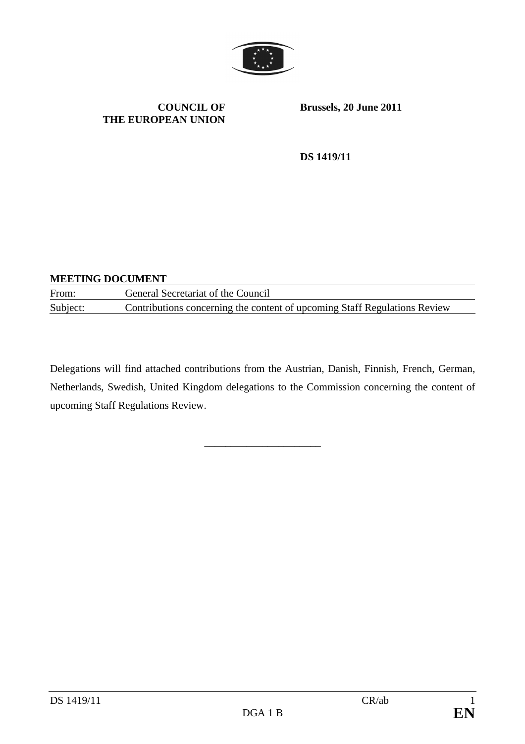**COUNCIL OF THE EUROPEAN UNION**

**Brussels, 20 June 2011**

**DS 1419/11**

**MEETING DOCUMENT**

| | |
|---|---|
| From: | General Secretariat of the Council |
| Subject: | Contributions concerning the content of upcoming Staff Regulations Review |

Delegations will find attached contributions from the Austrian, Danish, Finnish, French, German, Netherlands, Swedish, United Kingdom delegations to the Commission concerning the content of upcoming Staff Regulations Review.

\_\_\_\_\_\_\_\_\_\_\_\_\_\_\_\_\_\_\_\_\_\_\_\_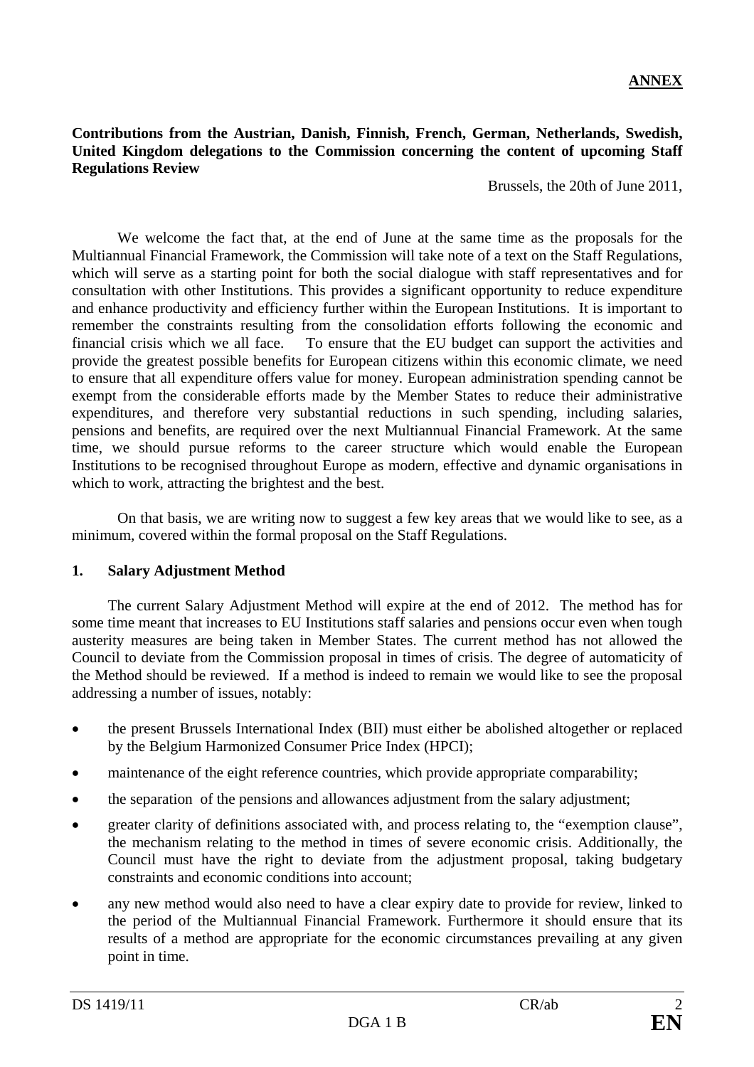**ANNEX**

**Contributions from the Austrian, Danish, Finnish, French, German, Netherlands, Swedish, United Kingdom delegations to the Commission concerning the content of upcoming Staff Regulations Review**

Brussels, the 20th of June 2011,

We welcome the fact that, at the end of June at the same time as the proposals for the Multiannual Financial Framework, the Commission will take note of a text on the Staff Regulations, which will serve as a starting point for both the social dialogue with staff representatives and for consultation with other Institutions. This provides a significant opportunity to reduce expenditure and enhance productivity and efficiency further within the European Institutions. It is important to remember the constraints resulting from the consolidation efforts following the economic and financial crisis which we all face. To ensure that the EU budget can support the activities and provide the greatest possible benefits for European citizens within this economic climate, we need to ensure that all expenditure offers value for money. European administration spending cannot be exempt from the considerable efforts made by the Member States to reduce their administrative expenditures, and therefore very substantial reductions in such spending, including salaries, pensions and benefits, are required over the next Multiannual Financial Framework. At the same time, we should pursue reforms to the career structure which would enable the European Institutions to be recognised throughout Europe as modern, effective and dynamic organisations in which to work, attracting the brightest and the best.

On that basis, we are writing now to suggest a few key areas that we would like to see, as a minimum, covered within the formal proposal on the Staff Regulations.

## 1. Salary Adjustment Method

The current Salary Adjustment Method will expire at the end of 2012. The method has for some time meant that increases to EU Institutions staff salaries and pensions occur even when tough austerity measures are being taken in Member States. The current method has not allowed the Council to deviate from the Commission proposal in times of crisis. The degree of automaticity of the Method should be reviewed. If a method is indeed to remain we would like to see the proposal addressing a number of issues, notably:

- the present Brussels International Index (BII) must either be abolished altogether or replaced by the Belgium Harmonized Consumer Price Index (HPCI);
- maintenance of the eight reference countries, which provide appropriate comparability;
- the separation of the pensions and allowances adjustment from the salary adjustment;
- greater clarity of definitions associated with, and process relating to, the "exemption clause", the mechanism relating to the method in times of severe economic crisis. Additionally, the Council must have the right to deviate from the adjustment proposal, taking budgetary constraints and economic conditions into account;
- any new method would also need to have a clear expiry date to provide for review, linked to the period of the Multiannual Financial Framework. Furthermore it should ensure that its results of a method are appropriate for the economic circumstances prevailing at any given point in time.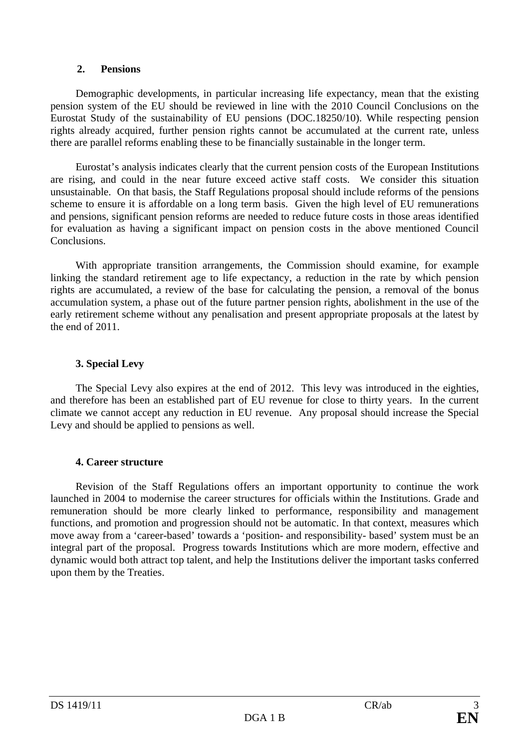## 2. Pensions

Demographic developments, in particular increasing life expectancy, mean that the existing pension system of the EU should be reviewed in line with the 2010 Council Conclusions on the Eurostat Study of the sustainability of EU pensions (DOC.18250/10). While respecting pension rights already acquired, further pension rights cannot be accumulated at the current rate, unless there are parallel reforms enabling these to be financially sustainable in the longer term.

Eurostat's analysis indicates clearly that the current pension costs of the European Institutions are rising, and could in the near future exceed active staff costs. We consider this situation unsustainable. On that basis, the Staff Regulations proposal should include reforms of the pensions scheme to ensure it is affordable on a long term basis. Given the high level of EU remunerations and pensions, significant pension reforms are needed to reduce future costs in those areas identified for evaluation as having a significant impact on pension costs in the above mentioned Council Conclusions.

With appropriate transition arrangements, the Commission should examine, for example linking the standard retirement age to life expectancy, a reduction in the rate by which pension rights are accumulated, a review of the base for calculating the pension, a removal of the bonus accumulation system, a phase out of the future partner pension rights, abolishment in the use of the early retirement scheme without any penalisation and present appropriate proposals at the latest by the end of 2011.

## 3. Special Levy

The Special Levy also expires at the end of 2012. This levy was introduced in the eighties, and therefore has been an established part of EU revenue for close to thirty years. In the current climate we cannot accept any reduction in EU revenue. Any proposal should increase the Special Levy and should be applied to pensions as well.

## 4. Career structure

Revision of the Staff Regulations offers an important opportunity to continue the work launched in 2004 to modernise the career structures for officials within the Institutions. Grade and remuneration should be more clearly linked to performance, responsibility and management functions, and promotion and progression should not be automatic. In that context, measures which move away from a 'career-based' towards a 'position- and responsibility- based' system must be an integral part of the proposal. Progress towards Institutions which are more modern, effective and dynamic would both attract top talent, and help the Institutions deliver the important tasks conferred upon them by the Treaties.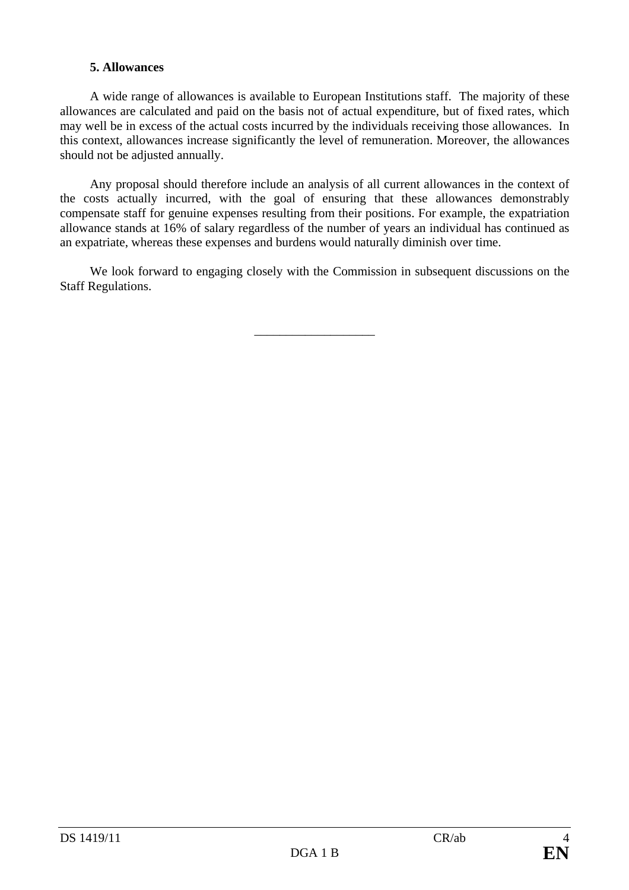**5. Allowances**

A wide range of allowances is available to European Institutions staff. The majority of these allowances are calculated and paid on the basis not of actual expenditure, but of fixed rates, which may well be in excess of the actual costs incurred by the individuals receiving those allowances. In this context, allowances increase significantly the level of remuneration. Moreover, the allowances should not be adjusted annually.

Any proposal should therefore include an analysis of all current allowances in the context of the costs actually incurred, with the goal of ensuring that these allowances demonstrably compensate staff for genuine expenses resulting from their positions. For example, the expatriation allowance stands at 16% of salary regardless of the number of years an individual has continued as an expatriate, whereas these expenses and burdens would naturally diminish over time.

We look forward to engaging closely with the Commission in subsequent discussions on the Staff Regulations.

\_\_\_\_\_\_\_\_\_\_\_\_\_\_\_\_\_\_\_\_